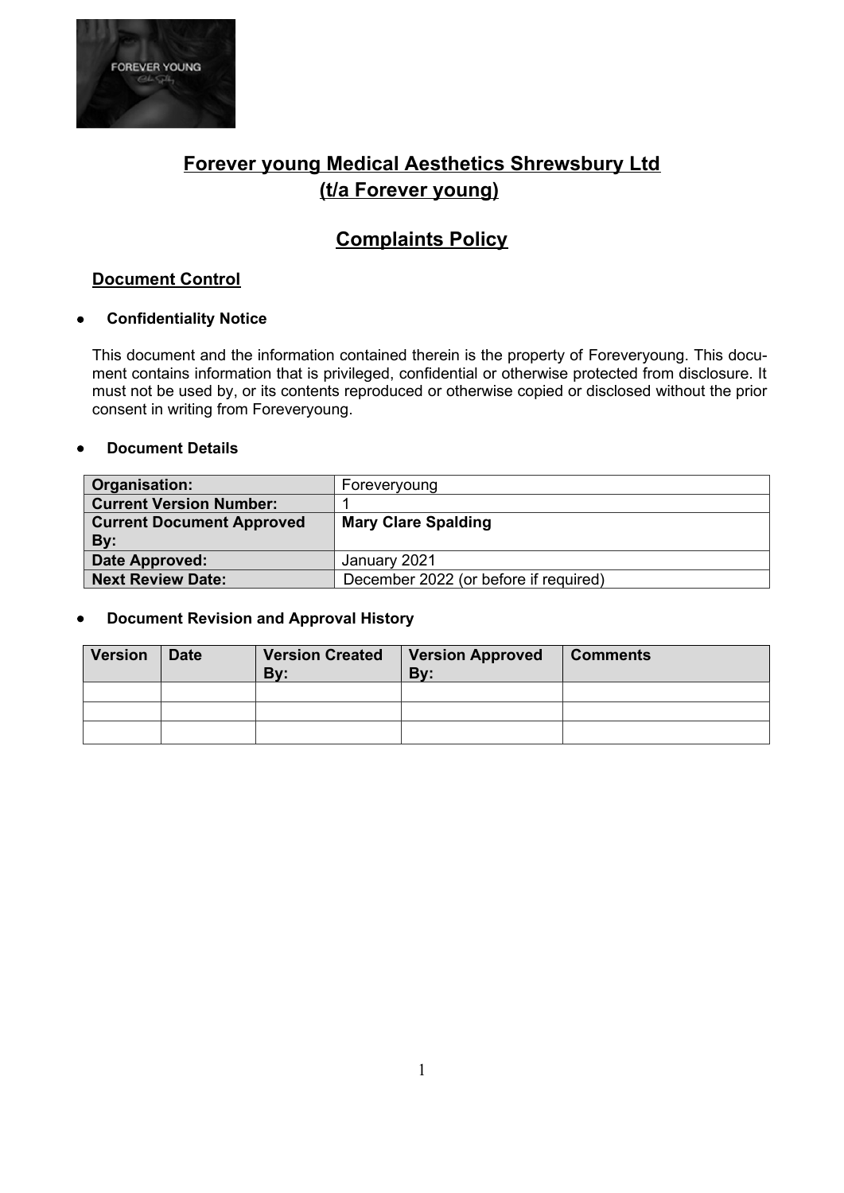# Forever young Medical Aesthetics Shrewsbury Ltd
## (t/a Forever young)

# Complaints Policy

## Document Control

- **Confidentiality Notice**

This document and the information contained therein is the property of Foreveryoung. This document contains information that is privileged, confidential or otherwise protected from disclosure. It must not be used by, or its contents reproduced or otherwise copied or disclosed without the prior consent in writing from Foreveryoung.

- **Document Details**

| **Organisation:** | Foreveryoung |
|---|---|
| **Current Version Number:** | 1 |
| **Current Document Approved By:** | **Mary Clare Spalding** |
| **Date Approved:** | January 2021 |
| **Next Review Date:** | December 2022 (or before if required) |

- **Document Revision and Approval History**

| Version | Date | Version Created By: | Version Approved By: | Comments |
|---|---|---|---|---|
| | | | | |
| | | | | |
| | | | | |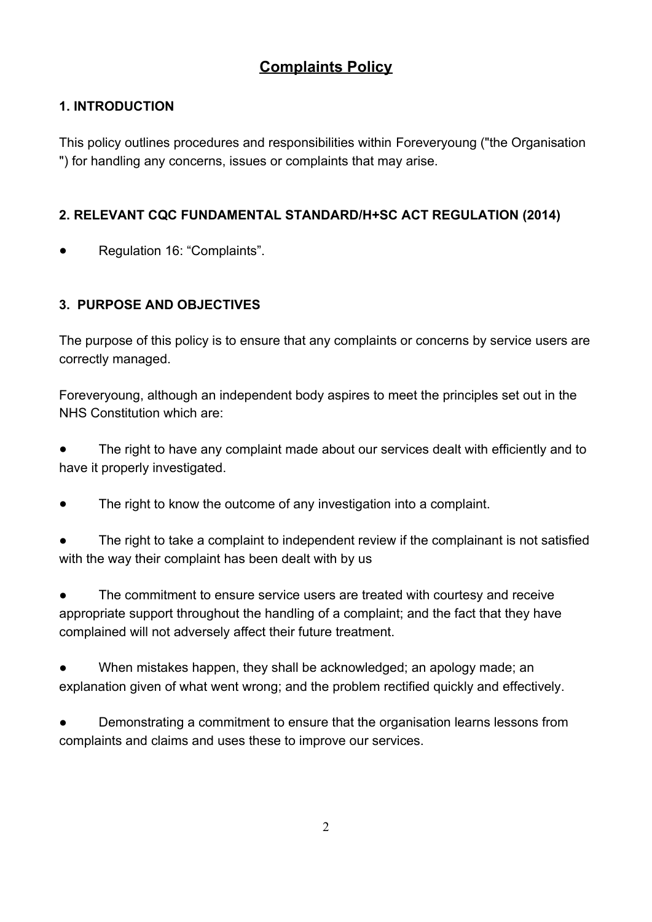# Complaints Policy

## 1. INTRODUCTION

This policy outlines procedures and responsibilities within Foreveryoung ("the Organisation ") for handling any concerns, issues or complaints that may arise.

## 2. RELEVANT CQC FUNDAMENTAL STANDARD/H+SC ACT REGULATION (2014)

- Regulation 16: “Complaints”.

## 3. PURPOSE AND OBJECTIVES

The purpose of this policy is to ensure that any complaints or concerns by service users are correctly managed.

Foreveryoung, although an independent body aspires to meet the principles set out in the NHS Constitution which are:

- The right to have any complaint made about our services dealt with efficiently and to have it properly investigated.
- The right to know the outcome of any investigation into a complaint.
- The right to take a complaint to independent review if the complainant is not satisfied with the way their complaint has been dealt with by us
- The commitment to ensure service users are treated with courtesy and receive appropriate support throughout the handling of a complaint; and the fact that they have complained will not adversely affect their future treatment.
- When mistakes happen, they shall be acknowledged; an apology made; an explanation given of what went wrong; and the problem rectified quickly and effectively.
- Demonstrating a commitment to ensure that the organisation learns lessons from complaints and claims and uses these to improve our services.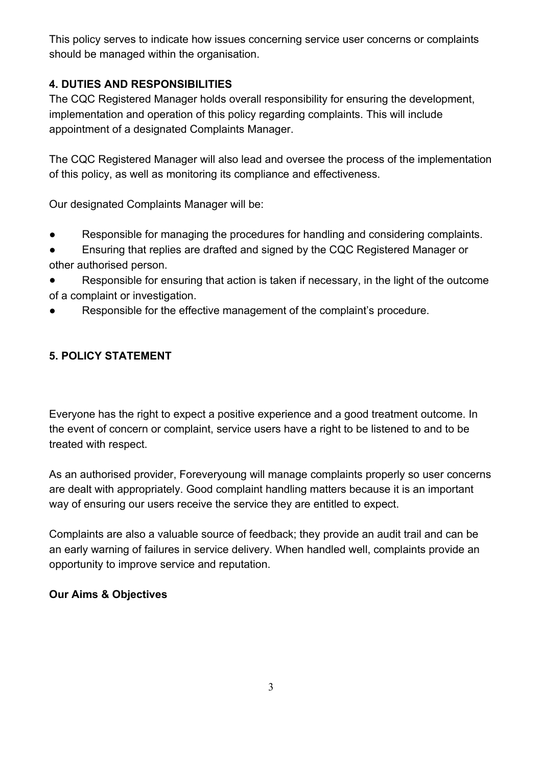This policy serves to indicate how issues concerning service user concerns or complaints should be managed within the organisation.

## 4. DUTIES AND RESPONSIBILITIES

The CQC Registered Manager holds overall responsibility for ensuring the development, implementation and operation of this policy regarding complaints. This will include appointment of a designated Complaints Manager.

The CQC Registered Manager will also lead and oversee the process of the implementation of this policy, as well as monitoring its compliance and effectiveness.

Our designated Complaints Manager will be:

- Responsible for managing the procedures for handling and considering complaints.
- Ensuring that replies are drafted and signed by the CQC Registered Manager or other authorised person.
- Responsible for ensuring that action is taken if necessary, in the light of the outcome of a complaint or investigation.
- Responsible for the effective management of the complaint's procedure.

## 5. POLICY STATEMENT

Everyone has the right to expect a positive experience and a good treatment outcome. In the event of concern or complaint, service users have a right to be listened to and to be treated with respect.

As an authorised provider, Foreveryoung will manage complaints properly so user concerns are dealt with appropriately. Good complaint handling matters because it is an important way of ensuring our users receive the service they are entitled to expect.

Complaints are also a valuable source of feedback; they provide an audit trail and can be an early warning of failures in service delivery. When handled well, complaints provide an opportunity to improve service and reputation.

**Our Aims & Objectives**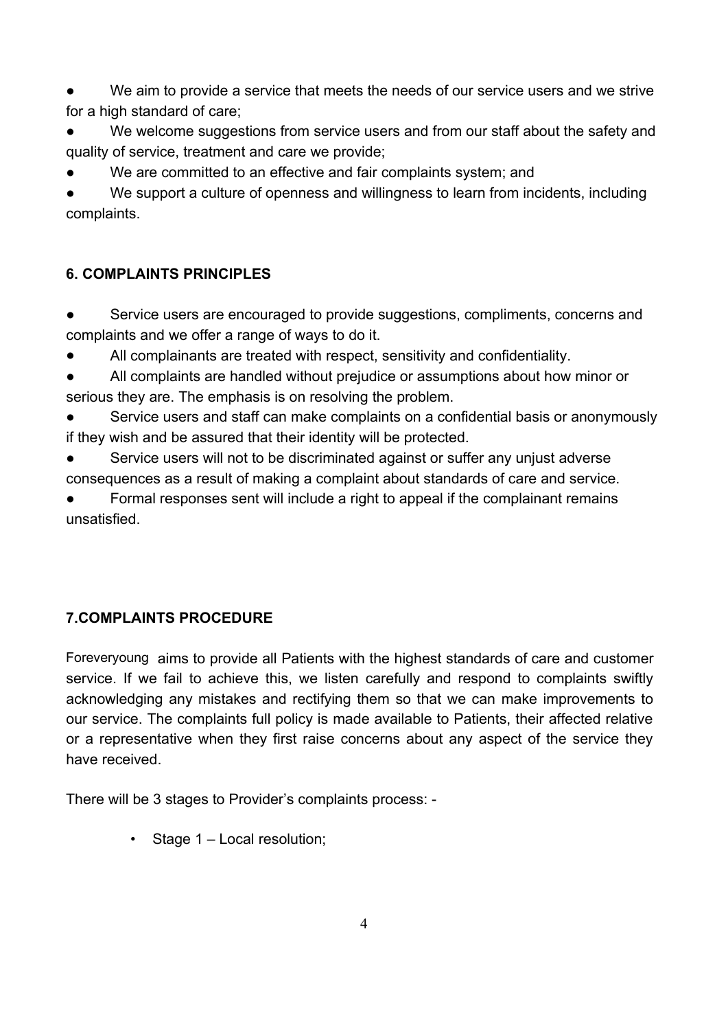- We aim to provide a service that meets the needs of our service users and we strive for a high standard of care;
- We welcome suggestions from service users and from our staff about the safety and quality of service, treatment and care we provide;
- We are committed to an effective and fair complaints system; and
- We support a culture of openness and willingness to learn from incidents, including complaints.

## 6. COMPLAINTS PRINCIPLES

- Service users are encouraged to provide suggestions, compliments, concerns and complaints and we offer a range of ways to do it.
- All complainants are treated with respect, sensitivity and confidentiality.
- All complaints are handled without prejudice or assumptions about how minor or serious they are. The emphasis is on resolving the problem.
- Service users and staff can make complaints on a confidential basis or anonymously if they wish and be assured that their identity will be protected.
- Service users will not to be discriminated against or suffer any unjust adverse consequences as a result of making a complaint about standards of care and service.
- Formal responses sent will include a right to appeal if the complainant remains unsatisfied.

## 7.COMPLAINTS PROCEDURE

Foreveryoung aims to provide all Patients with the highest standards of care and customer service. If we fail to achieve this, we listen carefully and respond to complaints swiftly acknowledging any mistakes and rectifying them so that we can make improvements to our service. The complaints full policy is made available to Patients, their affected relative or a representative when they first raise concerns about any aspect of the service they have received.

There will be 3 stages to Provider's complaints process: -

- Stage 1 – Local resolution;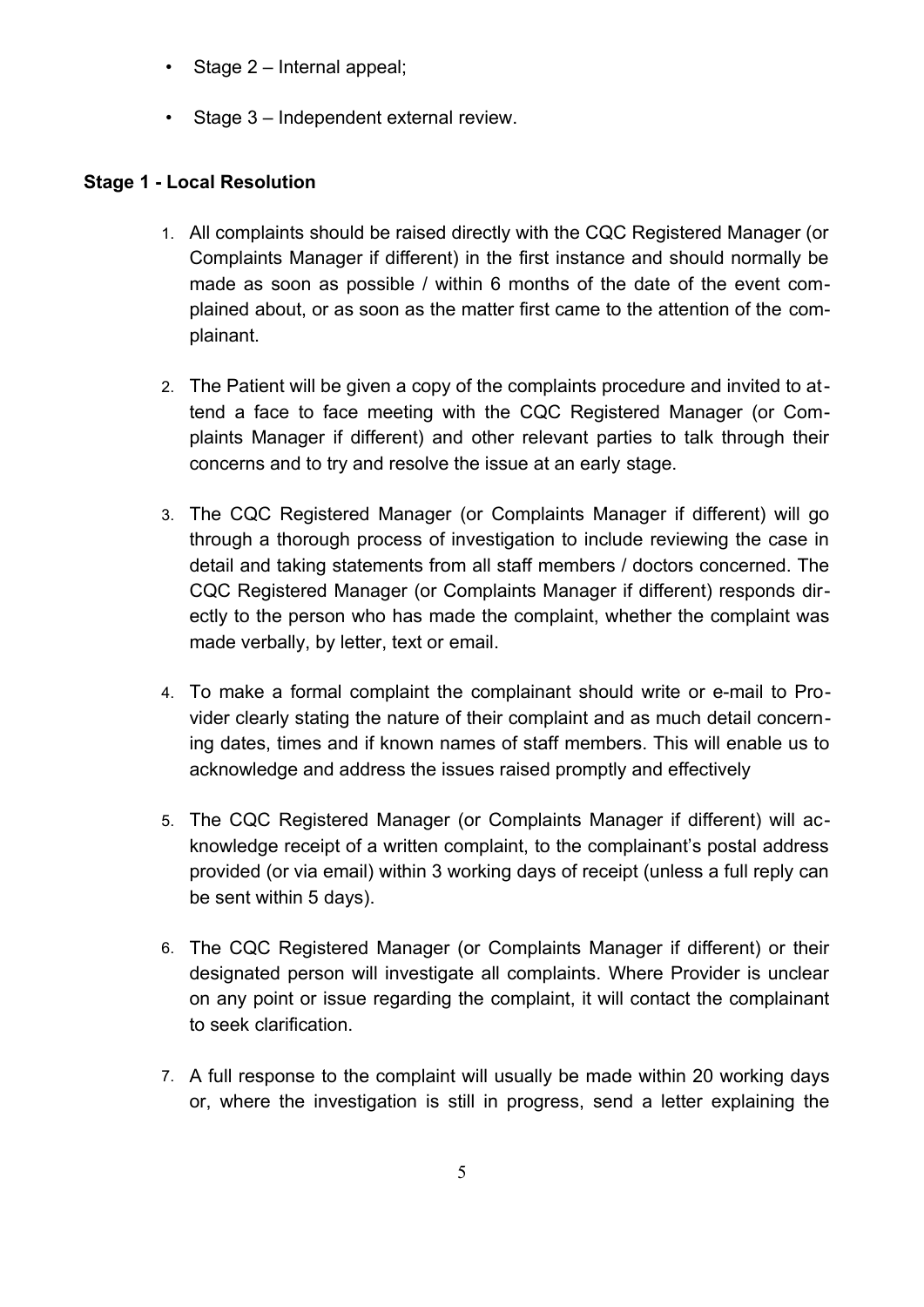- Stage 2 – Internal appeal;
- Stage 3 – Independent external review.

**Stage 1 - Local Resolution**

1. All complaints should be raised directly with the CQC Registered Manager (or Complaints Manager if different) in the first instance and should normally be made as soon as possible / within 6 months of the date of the event complained about, or as soon as the matter first came to the attention of the complainant.

2. The Patient will be given a copy of the complaints procedure and invited to attend a face to face meeting with the CQC Registered Manager (or Complaints Manager if different) and other relevant parties to talk through their concerns and to try and resolve the issue at an early stage.

3. The CQC Registered Manager (or Complaints Manager if different) will go through a thorough process of investigation to include reviewing the case in detail and taking statements from all staff members / doctors concerned. The CQC Registered Manager (or Complaints Manager if different) responds directly to the person who has made the complaint, whether the complaint was made verbally, by letter, text or email.

4. To make a formal complaint the complainant should write or e-mail to Provider clearly stating the nature of their complaint and as much detail concerning dates, times and if known names of staff members. This will enable us to acknowledge and address the issues raised promptly and effectively

5. The CQC Registered Manager (or Complaints Manager if different) will acknowledge receipt of a written complaint, to the complainant's postal address provided (or via email) within 3 working days of receipt (unless a full reply can be sent within 5 days).

6. The CQC Registered Manager (or Complaints Manager if different) or their designated person will investigate all complaints. Where Provider is unclear on any point or issue regarding the complaint, it will contact the complainant to seek clarification.

7. A full response to the complaint will usually be made within 20 working days or, where the investigation is still in progress, send a letter explaining the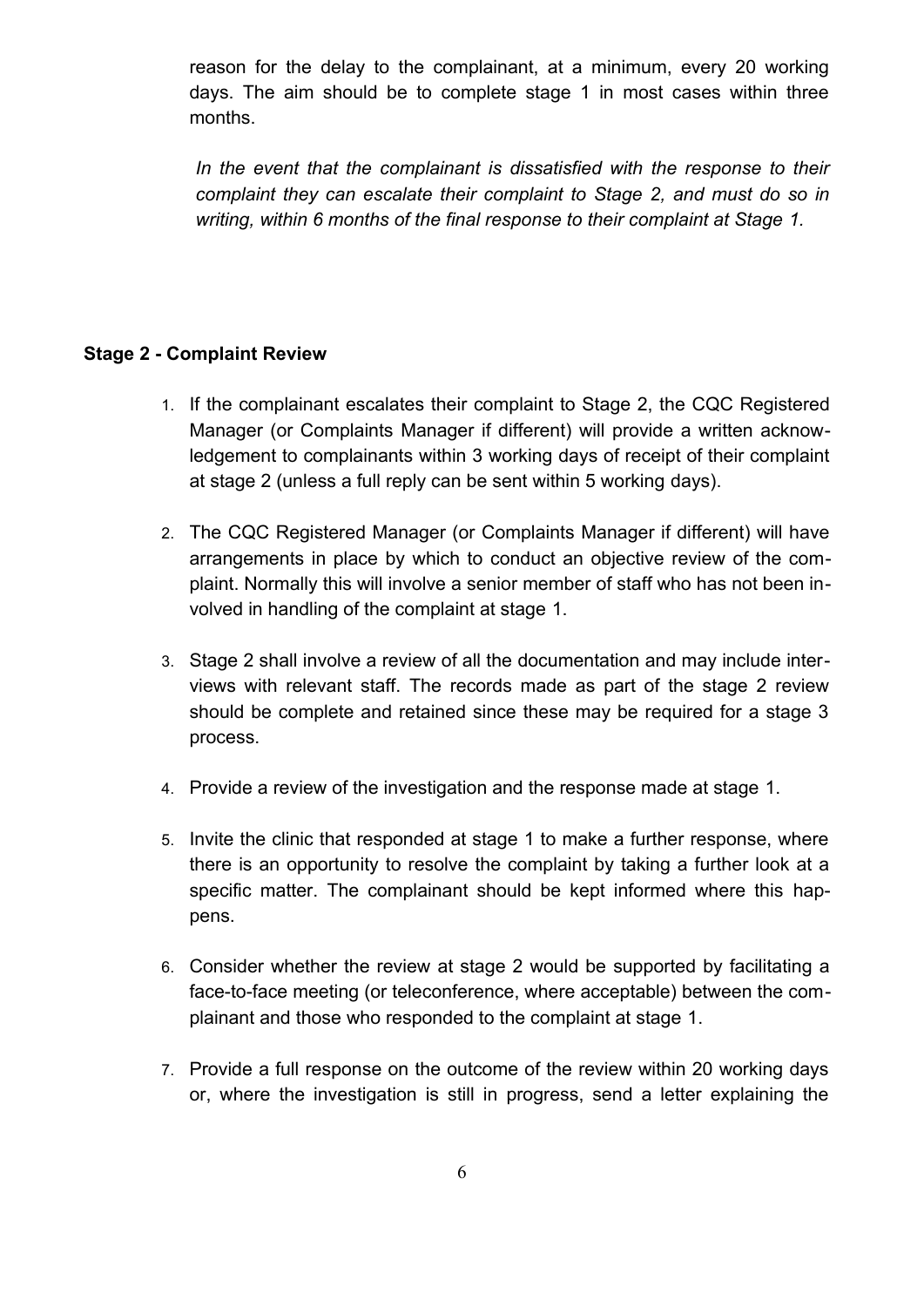reason for the delay to the complainant, at a minimum, every 20 working days. The aim should be to complete stage 1 in most cases within three months.

*In the event that the complainant is dissatisfied with the response to their complaint they can escalate their complaint to Stage 2, and must do so in writing, within 6 months of the final response to their complaint at Stage 1.*

**Stage 2 - Complaint Review**

1. If the complainant escalates their complaint to Stage 2, the CQC Registered Manager (or Complaints Manager if different) will provide a written acknowledgement to complainants within 3 working days of receipt of their complaint at stage 2 (unless a full reply can be sent within 5 working days).
2. The CQC Registered Manager (or Complaints Manager if different) will have arrangements in place by which to conduct an objective review of the complaint. Normally this will involve a senior member of staff who has not been involved in handling of the complaint at stage 1.
3. Stage 2 shall involve a review of all the documentation and may include interviews with relevant staff. The records made as part of the stage 2 review should be complete and retained since these may be required for a stage 3 process.
4. Provide a review of the investigation and the response made at stage 1.
5. Invite the clinic that responded at stage 1 to make a further response, where there is an opportunity to resolve the complaint by taking a further look at a specific matter. The complainant should be kept informed where this happens.
6. Consider whether the review at stage 2 would be supported by facilitating a face-to-face meeting (or teleconference, where acceptable) between the complainant and those who responded to the complaint at stage 1.
7. Provide a full response on the outcome of the review within 20 working days or, where the investigation is still in progress, send a letter explaining the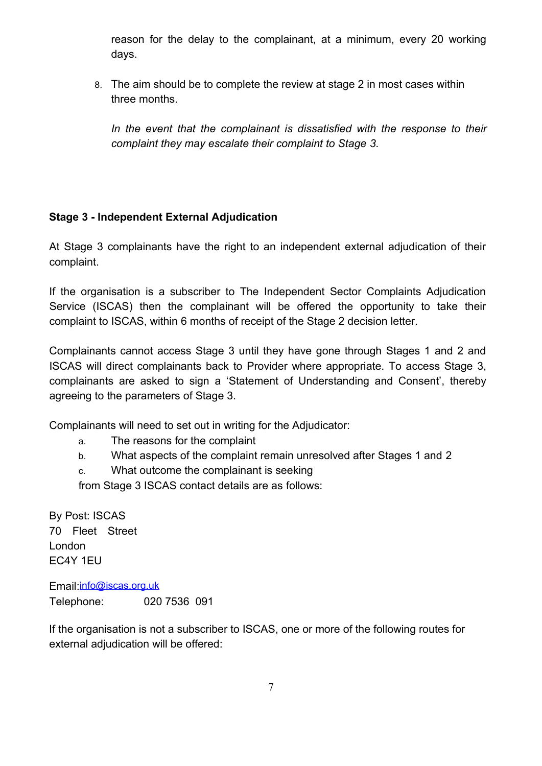reason for the delay to the complainant, at a minimum, every 20 working days.

8. The aim should be to complete the review at stage 2 in most cases within three months.

   *In the event that the complainant is dissatisfied with the response to their complaint they may escalate their complaint to Stage 3.*

**Stage 3 - Independent External Adjudication**

At Stage 3 complainants have the right to an independent external adjudication of their complaint.

If the organisation is a subscriber to The Independent Sector Complaints Adjudication Service (ISCAS) then the complainant will be offered the opportunity to take their complaint to ISCAS, within 6 months of receipt of the Stage 2 decision letter.

Complainants cannot access Stage 3 until they have gone through Stages 1 and 2 and ISCAS will direct complainants back to Provider where appropriate. To access Stage 3, complainants are asked to sign a 'Statement of Understanding and Consent', thereby agreeing to the parameters of Stage 3.

Complainants will need to set out in writing for the Adjudicator:

a. The reasons for the complaint
b. What aspects of the complaint remain unresolved after Stages 1 and 2
c. What outcome the complainant is seeking

from Stage 3 ISCAS contact details are as follows:

By Post: ISCAS
70 Fleet Street
London
EC4Y 1EU

Email: info@iscas.org.uk
Telephone: 020 7536 091

If the organisation is not a subscriber to ISCAS, one or more of the following routes for external adjudication will be offered: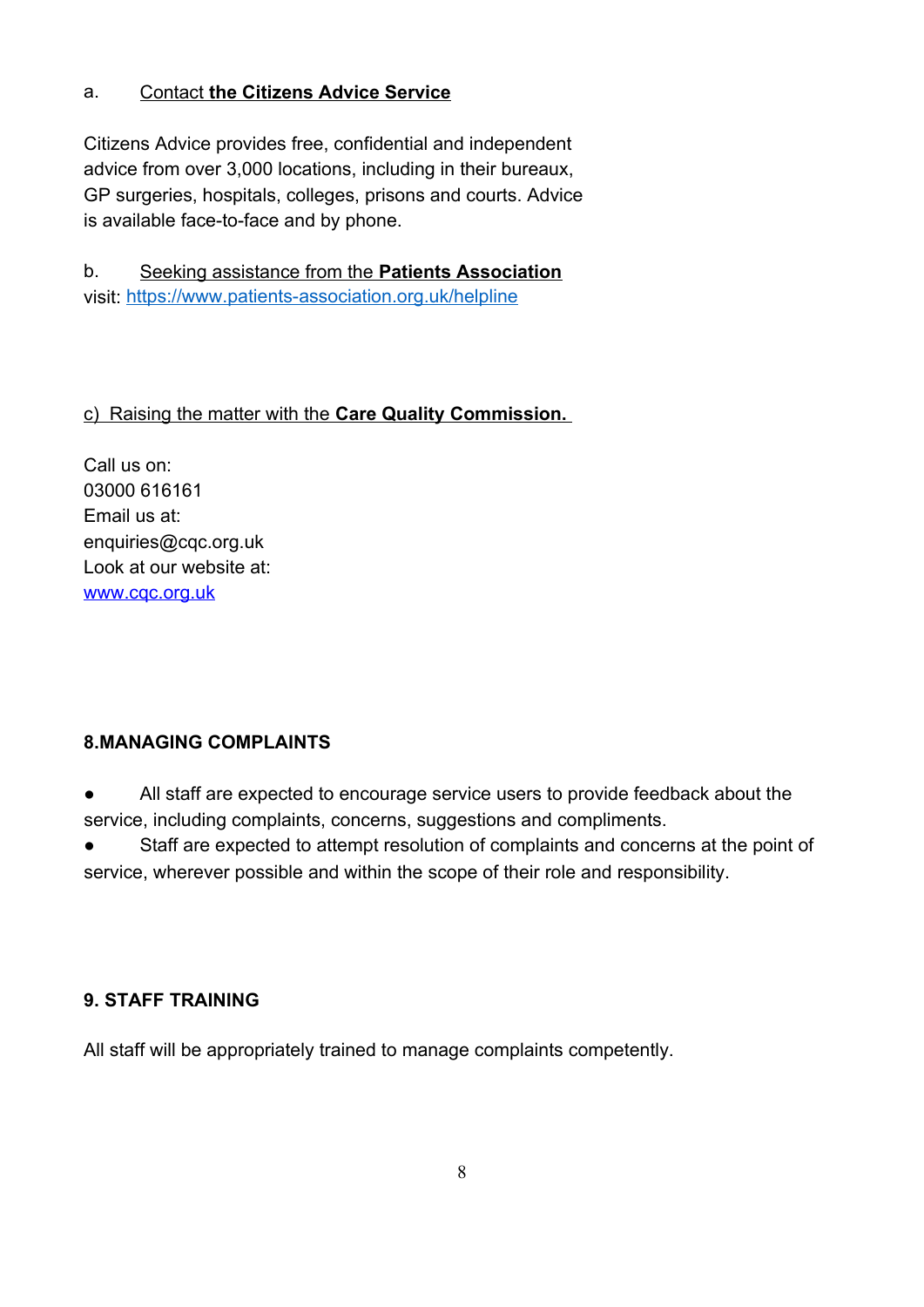a. <u>Contact **the Citizens Advice Service**</u>

Citizens Advice provides free, confidential and independent advice from over 3,000 locations, including in their bureaux, GP surgeries, hospitals, colleges, prisons and courts. Advice is available face-to-face and by phone.

b. <u>Seeking assistance from the **Patients Association**</u>
visit: https://www.patients-association.org.uk/helpline

c) <u>Raising the matter with the **Care Quality Commission.**</u>

Call us on:
03000 616161
Email us at:
enquiries@cqc.org.uk
Look at our website at:
www.cqc.org.uk

**8.MANAGING COMPLAINTS**

- All staff are expected to encourage service users to provide feedback about the service, including complaints, concerns, suggestions and compliments.
- Staff are expected to attempt resolution of complaints and concerns at the point of service, wherever possible and within the scope of their role and responsibility.

**9. STAFF TRAINING**

All staff will be appropriately trained to manage complaints competently.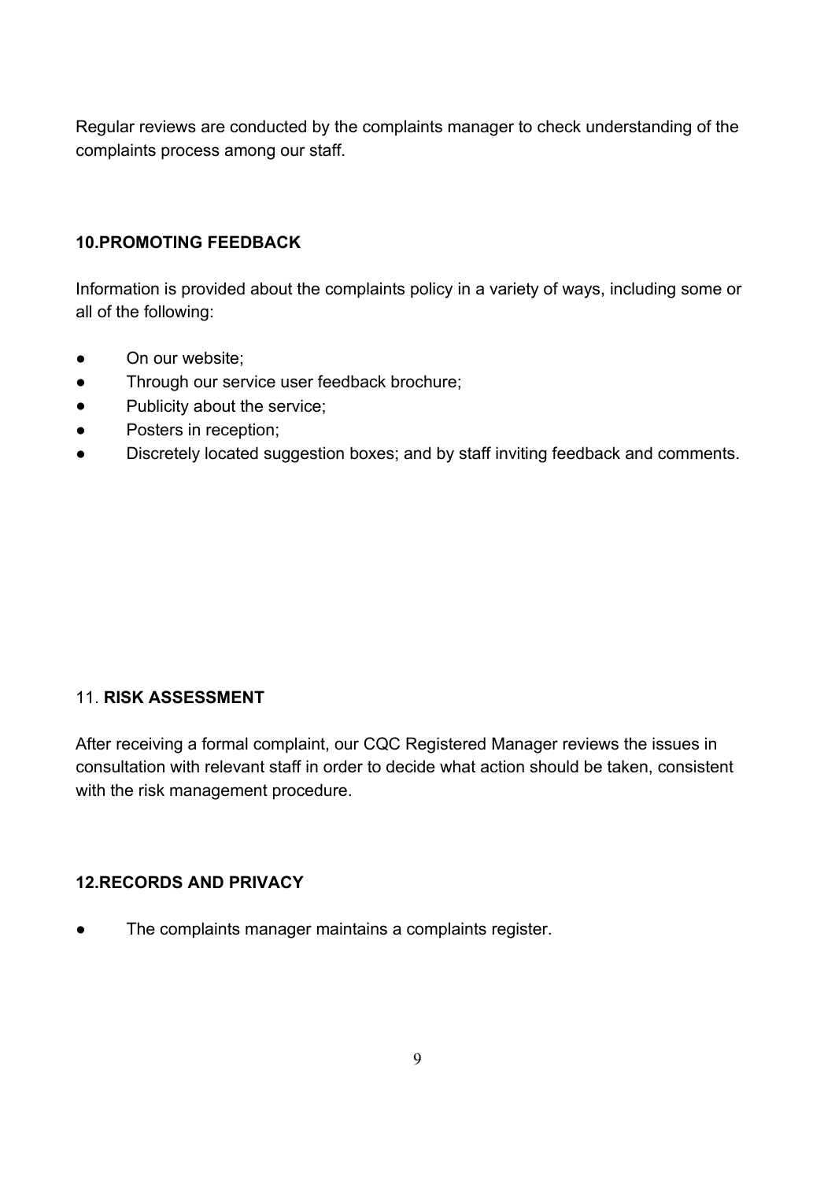Regular reviews are conducted by the complaints manager to check understanding of the complaints process among our staff.

## 10.PROMOTING FEEDBACK

Information is provided about the complaints policy in a variety of ways, including some or all of the following:

- On our website;
- Through our service user feedback brochure;
- Publicity about the service;
- Posters in reception;
- Discretely located suggestion boxes; and by staff inviting feedback and comments.

## 11. RISK ASSESSMENT

After receiving a formal complaint, our CQC Registered Manager reviews the issues in consultation with relevant staff in order to decide what action should be taken, consistent with the risk management procedure.

## 12.RECORDS AND PRIVACY

- The complaints manager maintains a complaints register.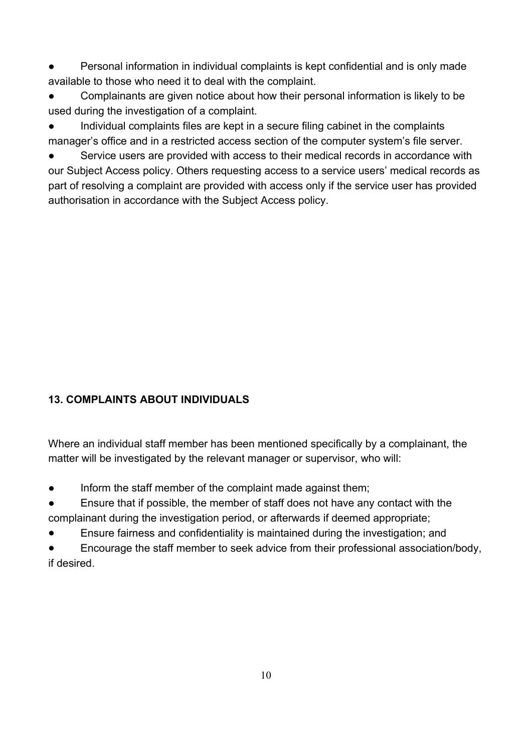- Personal information in individual complaints is kept confidential and is only made available to those who need it to deal with the complaint.
- Complainants are given notice about how their personal information is likely to be used during the investigation of a complaint.
- Individual complaints files are kept in a secure filing cabinet in the complaints manager's office and in a restricted access section of the computer system's file server.
- Service users are provided with access to their medical records in accordance with our Subject Access policy. Others requesting access to a service users' medical records as part of resolving a complaint are provided with access only if the service user has provided authorisation in accordance with the Subject Access policy.

## 13. COMPLAINTS ABOUT INDIVIDUALS

Where an individual staff member has been mentioned specifically by a complainant, the matter will be investigated by the relevant manager or supervisor, who will:

- Inform the staff member of the complaint made against them;
- Ensure that if possible, the member of staff does not have any contact with the complainant during the investigation period, or afterwards if deemed appropriate;
- Ensure fairness and confidentiality is maintained during the investigation; and
- Encourage the staff member to seek advice from their professional association/body, if desired.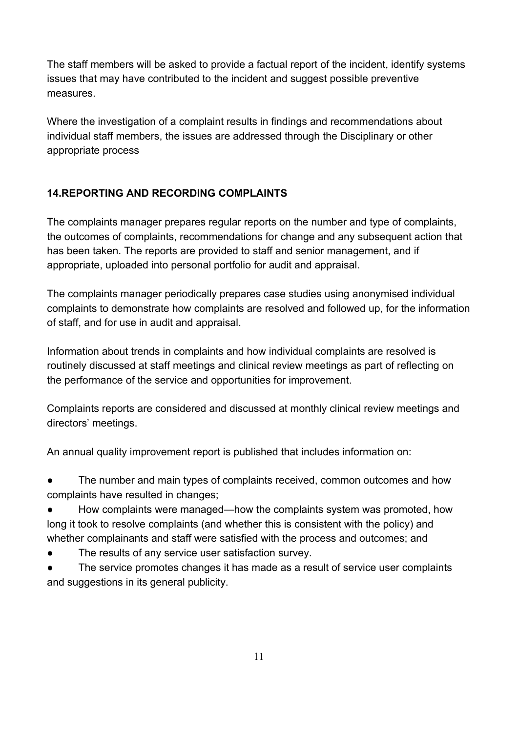The staff members will be asked to provide a factual report of the incident, identify systems issues that may have contributed to the incident and suggest possible preventive measures.

Where the investigation of a complaint results in findings and recommendations about individual staff members, the issues are addressed through the Disciplinary or other appropriate process

## 14.REPORTING AND RECORDING COMPLAINTS

The complaints manager prepares regular reports on the number and type of complaints, the outcomes of complaints, recommendations for change and any subsequent action that has been taken. The reports are provided to staff and senior management, and if appropriate, uploaded into personal portfolio for audit and appraisal.

The complaints manager periodically prepares case studies using anonymised individual complaints to demonstrate how complaints are resolved and followed up, for the information of staff, and for use in audit and appraisal.

Information about trends in complaints and how individual complaints are resolved is routinely discussed at staff meetings and clinical review meetings as part of reflecting on the performance of the service and opportunities for improvement.

Complaints reports are considered and discussed at monthly clinical review meetings and directors' meetings.

An annual quality improvement report is published that includes information on:

- The number and main types of complaints received, common outcomes and how complaints have resulted in changes;
- How complaints were managed—how the complaints system was promoted, how long it took to resolve complaints (and whether this is consistent with the policy) and whether complainants and staff were satisfied with the process and outcomes; and
- The results of any service user satisfaction survey.
- The service promotes changes it has made as a result of service user complaints and suggestions in its general publicity.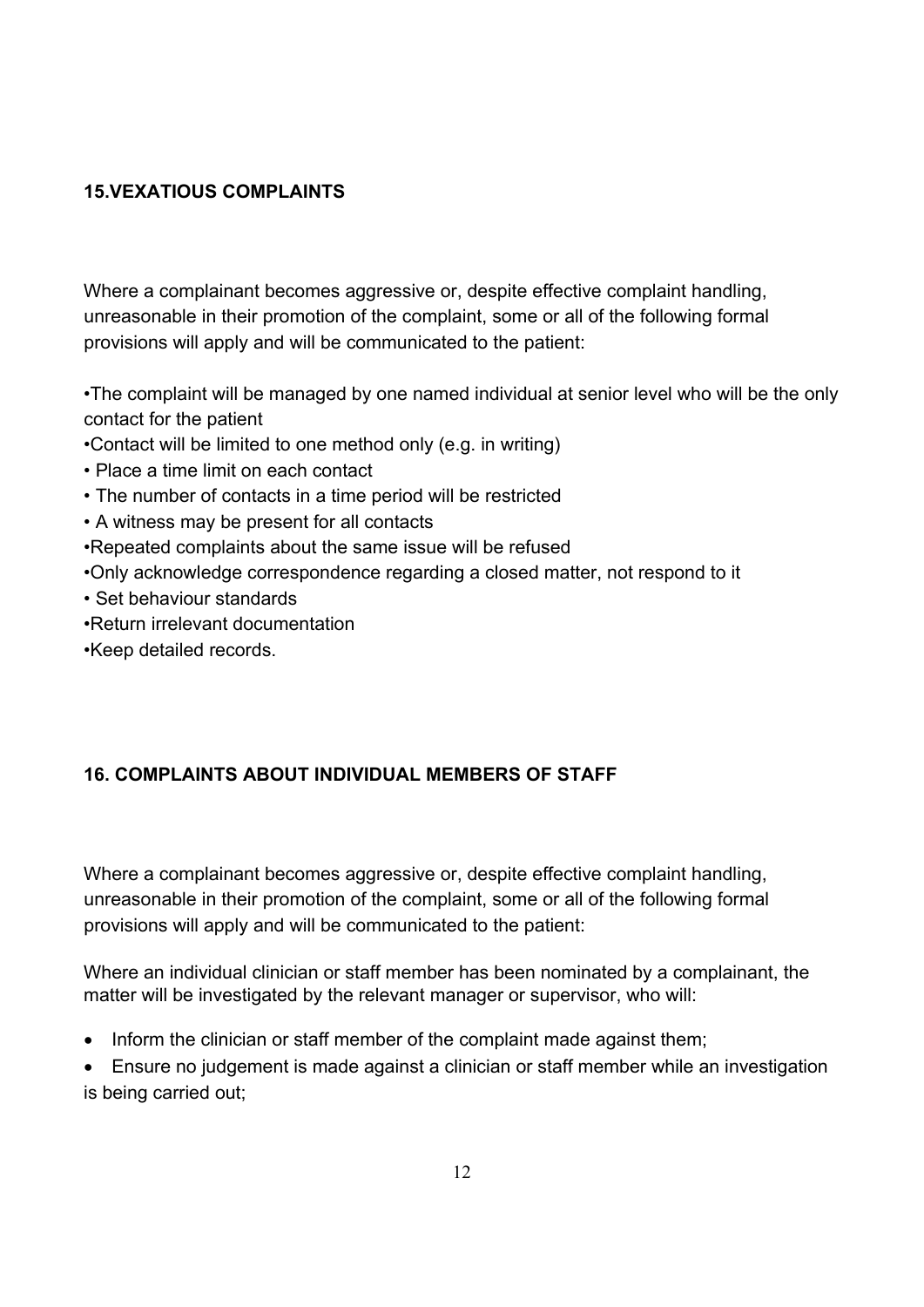## 15.VEXATIOUS COMPLAINTS

Where a complainant becomes aggressive or, despite effective complaint handling, unreasonable in their promotion of the complaint, some or all of the following formal provisions will apply and will be communicated to the patient:

- The complaint will be managed by one named individual at senior level who will be the only contact for the patient
- Contact will be limited to one method only (e.g. in writing)
- Place a time limit on each contact
- The number of contacts in a time period will be restricted
- A witness may be present for all contacts
- Repeated complaints about the same issue will be refused
- Only acknowledge correspondence regarding a closed matter, not respond to it
- Set behaviour standards
- Return irrelevant documentation
- Keep detailed records.

## 16. COMPLAINTS ABOUT INDIVIDUAL MEMBERS OF STAFF

Where a complainant becomes aggressive or, despite effective complaint handling, unreasonable in their promotion of the complaint, some or all of the following formal provisions will apply and will be communicated to the patient:

Where an individual clinician or staff member has been nominated by a complainant, the matter will be investigated by the relevant manager or supervisor, who will:

- Inform the clinician or staff member of the complaint made against them;
- Ensure no judgement is made against a clinician or staff member while an investigation is being carried out;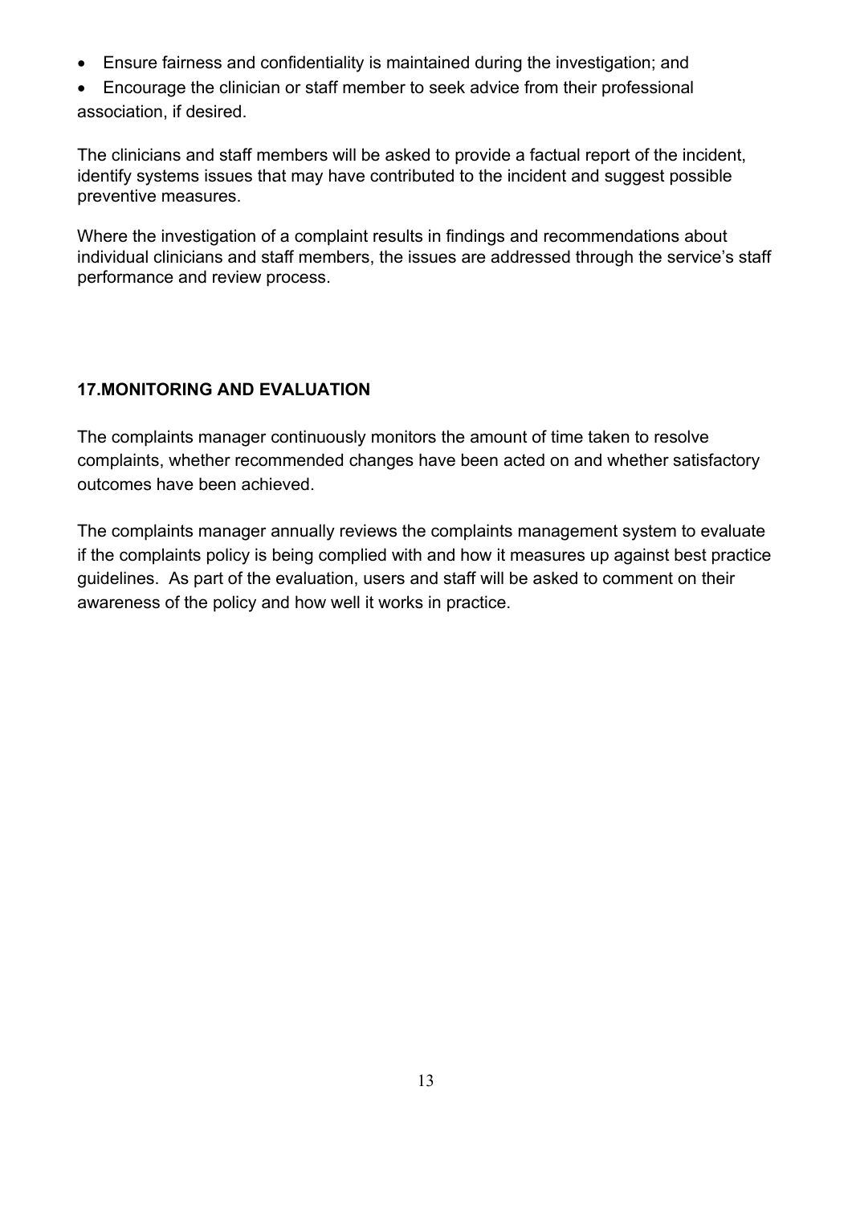- Ensure fairness and confidentiality is maintained during the investigation; and
- Encourage the clinician or staff member to seek advice from their professional association, if desired.

The clinicians and staff members will be asked to provide a factual report of the incident, identify systems issues that may have contributed to the incident and suggest possible preventive measures.

Where the investigation of a complaint results in findings and recommendations about individual clinicians and staff members, the issues are addressed through the service's staff performance and review process.

## 17.MONITORING AND EVALUATION

The complaints manager continuously monitors the amount of time taken to resolve complaints, whether recommended changes have been acted on and whether satisfactory outcomes have been achieved.

The complaints manager annually reviews the complaints management system to evaluate if the complaints policy is being complied with and how it measures up against best practice guidelines. As part of the evaluation, users and staff will be asked to comment on their awareness of the policy and how well it works in practice.